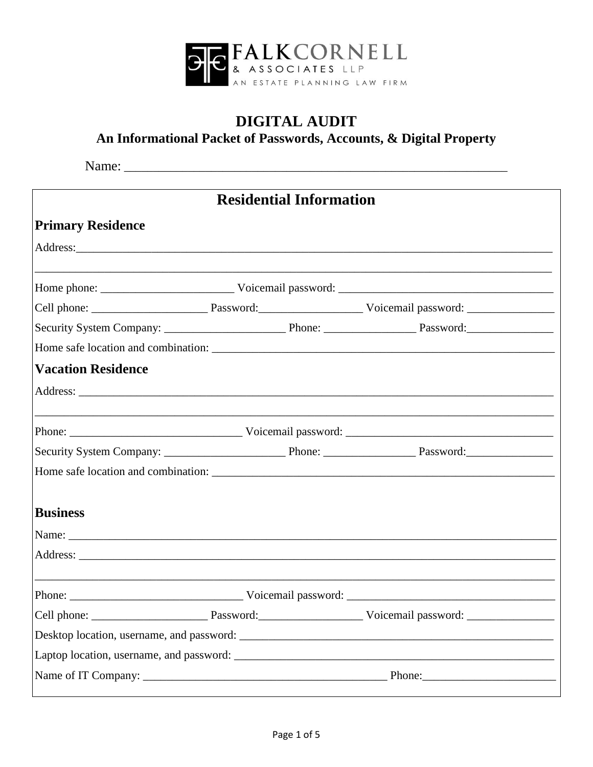FALKCORNELL & ASSOCIATES LLP
AN ESTATE PLANNING LAW FIRM

# DIGITAL AUDIT

## An Informational Packet of Passwords, Accounts, & Digital Property

Name: ___________________________________________________________

## Residential Information

### Primary Residence

Address:_________________________________________________________________________________

_________________________________________________________________________________________

Home phone: _______________________ Voicemail password: _____________________________________

Cell phone: ____________________ Password:__________________ Voicemail password: _______________

Security System Company: _____________________ Phone: ________________ Password:_______________

Home safe location and combination: _____________________________________________________________

### Vacation Residence

Address: _________________________________________________________________________________

_________________________________________________________________________________________

Phone: ______________________________ Voicemail password: ____________________________________

Security System Company: _____________________ Phone: ________________ Password:_______________

Home safe location and combination: _____________________________________________________________

### Business

Name: __________________________________________________________________________________

Address: _________________________________________________________________________________

_________________________________________________________________________________________

Phone: ______________________________ Voicemail password: ____________________________________

Cell phone: ____________________ Password:__________________ Voicemail password: _______________

Desktop location, username, and password: _________________________________________________________

Laptop location, username, and password: __________________________________________________________

Name of IT Company: __________________________________________ Phone:______________________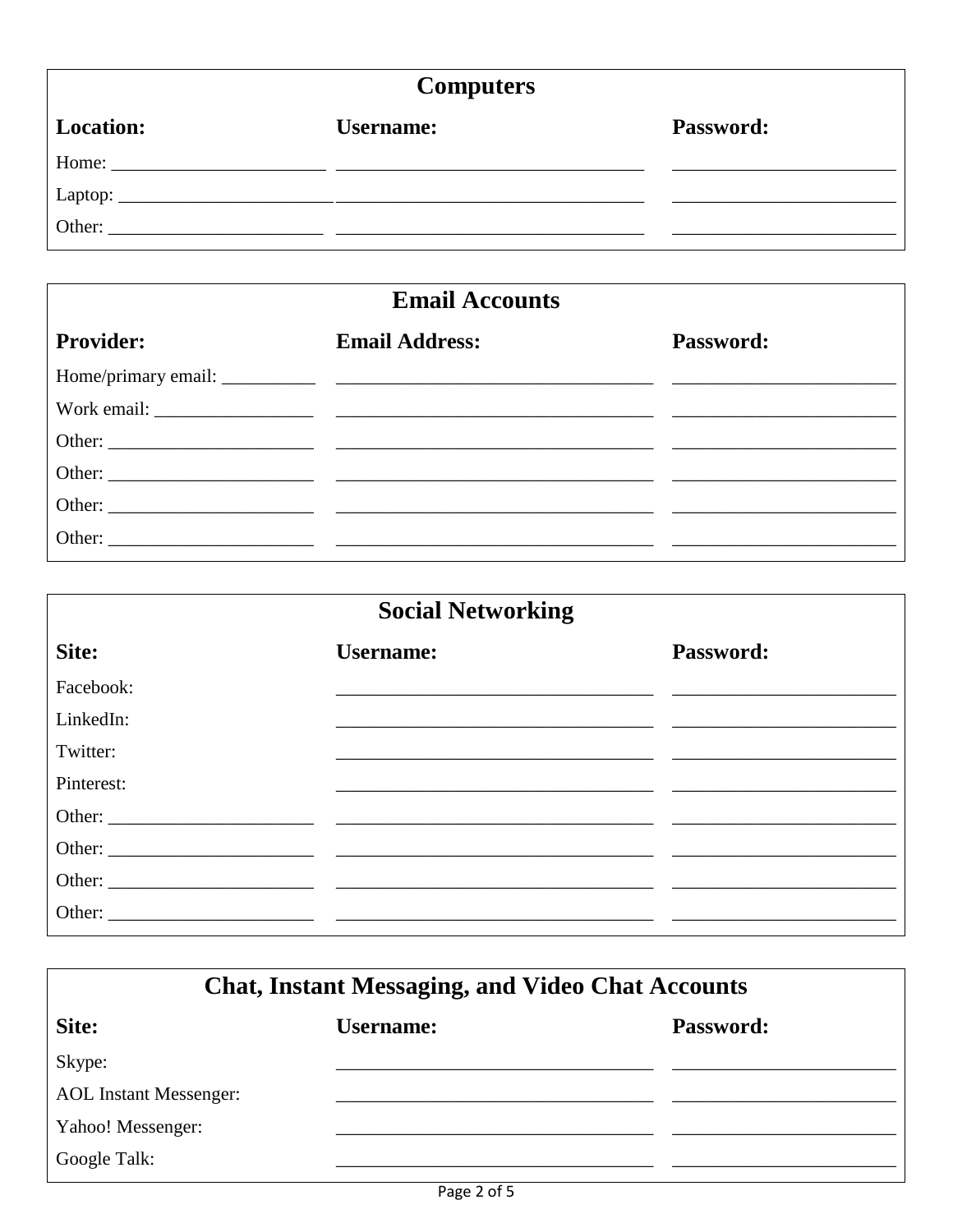## Computers

| Location: | Username: | Password: |
|---|---|---|
| Home: ____________ | ____________ | ____________ |
| Laptop: ____________ | ____________ | ____________ |
| Other: ____________ | ____________ | ____________ |

## Email Accounts

| Provider: | Email Address: | Password: |
|---|---|---|
| Home/primary email: ____________ | ____________ | ____________ |
| Work email: ____________ | ____________ | ____________ |
| Other: ____________ | ____________ | ____________ |
| Other: ____________ | ____________ | ____________ |
| Other: ____________ | ____________ | ____________ |
| Other: ____________ | ____________ | ____________ |

## Social Networking

| Site: | Username: | Password: |
|---|---|---|
| Facebook: | ____________ | ____________ |
| LinkedIn: | ____________ | ____________ |
| Twitter: | ____________ | ____________ |
| Pinterest: | ____________ | ____________ |
| Other: ____________ | ____________ | ____________ |
| Other: ____________ | ____________ | ____________ |
| Other: ____________ | ____________ | ____________ |
| Other: ____________ | ____________ | ____________ |

## Chat, Instant Messaging, and Video Chat Accounts

| Site: | Username: | Password: |
|---|---|---|
| Skype: | ____________ | ____________ |
| AOL Instant Messenger: | ____________ | ____________ |
| Yahoo! Messenger: | ____________ | ____________ |
| Google Talk: | ____________ | ____________ |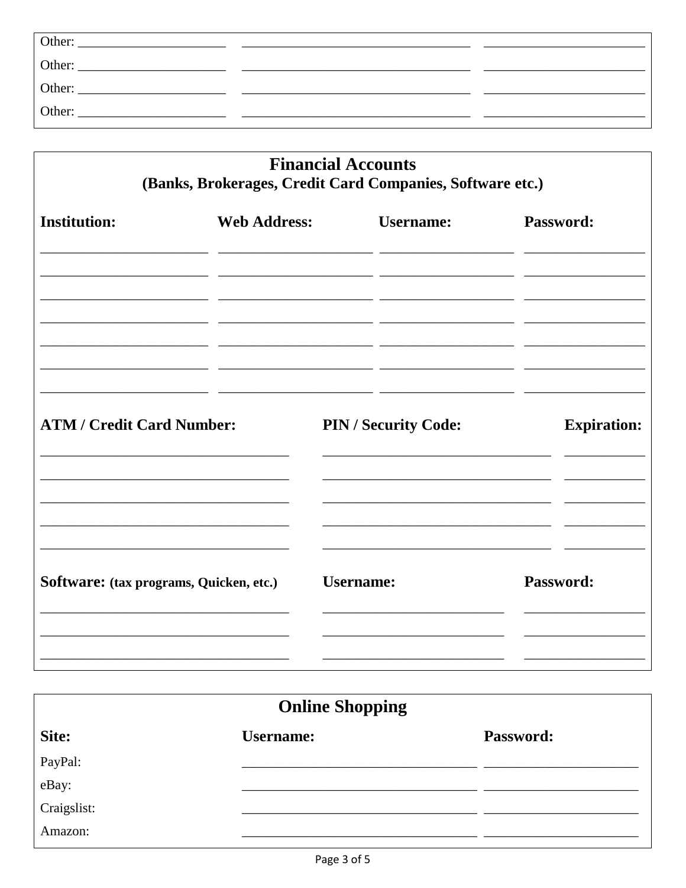| | | |
|---|---|---|
| Other: ______________________ | ______________________________ | ______________________ |
| Other: ______________________ | ______________________________ | ______________________ |
| Other: ______________________ | ______________________________ | ______________________ |
| Other: ______________________ | ______________________________ | ______________________ |

## Financial Accounts
### (Banks, Brokerages, Credit Card Companies, Software etc.)

| Institution: | Web Address: | Username: | Password: |
|---|---|---|---|
| | | | |
| | | | |
| | | | |
| | | | |
| | | | |
| | | | |
| | | | |

| ATM / Credit Card Number: | PIN / Security Code: | Expiration: |
|---|---|---|
| | | |
| | | |
| | | |
| | | |
| | | |

| Software: (tax programs, Quicken, etc.) | Username: | Password: |
|---|---|---|
| | | |
| | | |
| | | |

## Online Shopping

| Site: | Username: | Password: |
|---|---|---|
| PayPal: | | |
| eBay: | | |
| Craigslist: | | |
| Amazon: | | |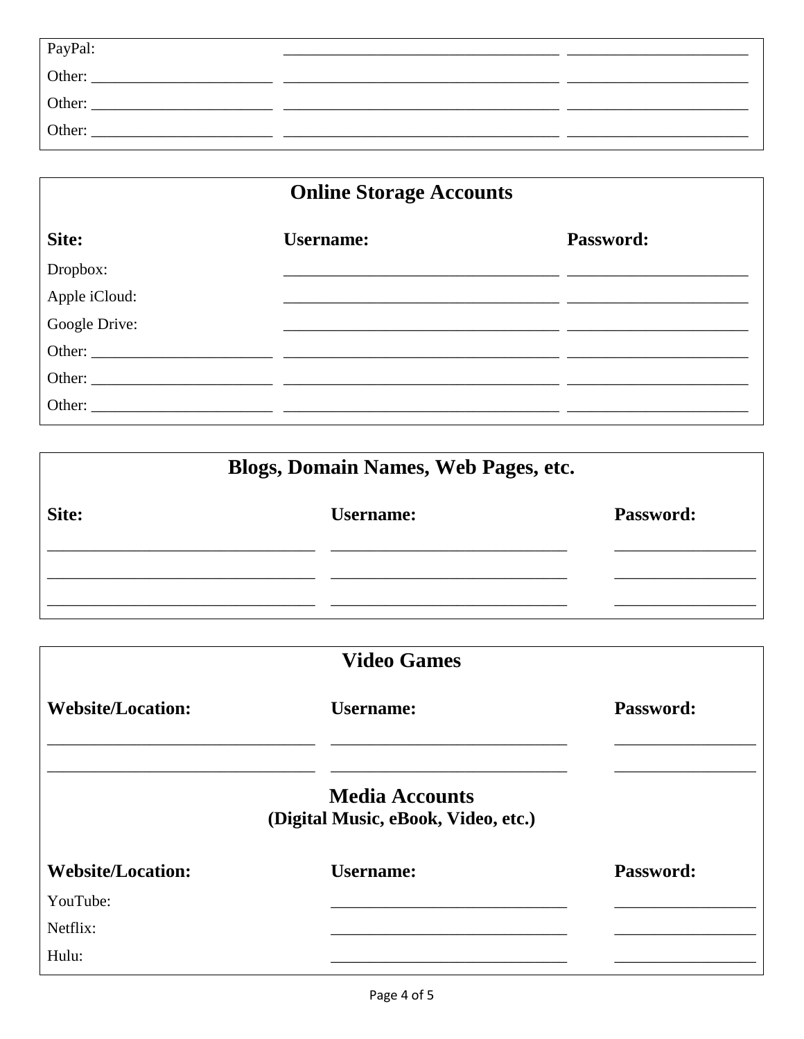| | | |
|---|---|---|
| PayPal: | ______________________ | ______________________ |
| Other: ______________________ | ______________________ | ______________________ |
| Other: ______________________ | ______________________ | ______________________ |
| Other: ______________________ | ______________________ | ______________________ |

## Online Storage Accounts

| Site: | Username: | Password: |
|---|---|---|
| Dropbox: | ______________________ | ______________________ |
| Apple iCloud: | ______________________ | ______________________ |
| Google Drive: | ______________________ | ______________________ |
| Other: ______________________ | ______________________ | ______________________ |
| Other: ______________________ | ______________________ | ______________________ |
| Other: ______________________ | ______________________ | ______________________ |

## Blogs, Domain Names, Web Pages, etc.

| Site: | Username: | Password: |
|---|---|---|
| ______________________ | ______________________ | ______________________ |
| ______________________ | ______________________ | ______________________ |
| ______________________ | ______________________ | ______________________ |

## Video Games

| Website/Location: | Username: | Password: |
|---|---|---|
| ______________________ | ______________________ | ______________________ |
| ______________________ | ______________________ | ______________________ |

## Media Accounts
**(Digital Music, eBook, Video, etc.)**

| Website/Location: | Username: | Password: |
|---|---|---|
| YouTube: | ______________________ | ______________________ |
| Netflix: | ______________________ | ______________________ |
| Hulu: | ______________________ | ______________________ |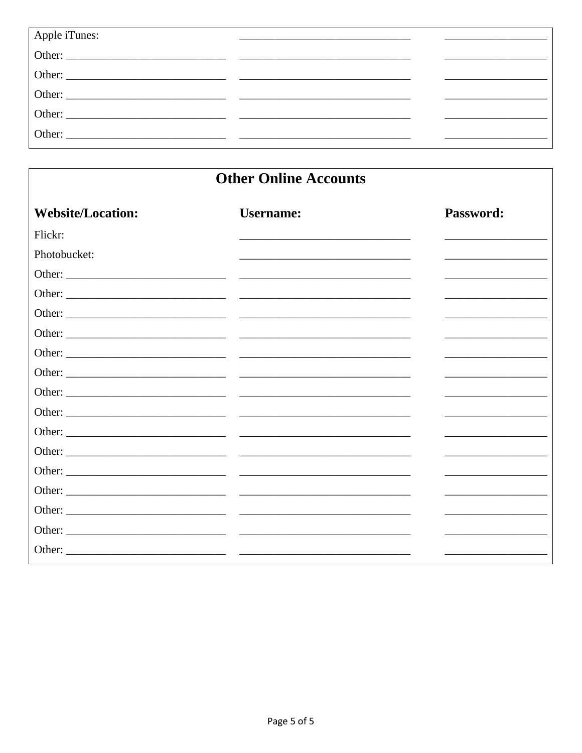| | | |
|---|---|---|
| Apple iTunes: | ______________________________ | __________________ |
| Other: ____________________________ | ______________________________ | __________________ |
| Other: ____________________________ | ______________________________ | __________________ |
| Other: ____________________________ | ______________________________ | __________________ |
| Other: ____________________________ | ______________________________ | __________________ |
| Other: ____________________________ | ______________________________ | __________________ |

## Other Online Accounts

| Website/Location: | Username: | Password: |
|---|---|---|
| Flickr: | ______________________________ | __________________ |
| Photobucket: | ______________________________ | __________________ |
| Other: ____________________________ | ______________________________ | __________________ |
| Other: ____________________________ | ______________________________ | __________________ |
| Other: ____________________________ | ______________________________ | __________________ |
| Other: ____________________________ | ______________________________ | __________________ |
| Other: ____________________________ | ______________________________ | __________________ |
| Other: ____________________________ | ______________________________ | __________________ |
| Other: ____________________________ | ______________________________ | __________________ |
| Other: ____________________________ | ______________________________ | __________________ |
| Other: ____________________________ | ______________________________ | __________________ |
| Other: ____________________________ | ______________________________ | __________________ |
| Other: ____________________________ | ______________________________ | __________________ |
| Other: ____________________________ | ______________________________ | __________________ |
| Other: ____________________________ | ______________________________ | __________________ |
| Other: ____________________________ | ______________________________ | __________________ |
| Other: ____________________________ | ______________________________ | __________________ |